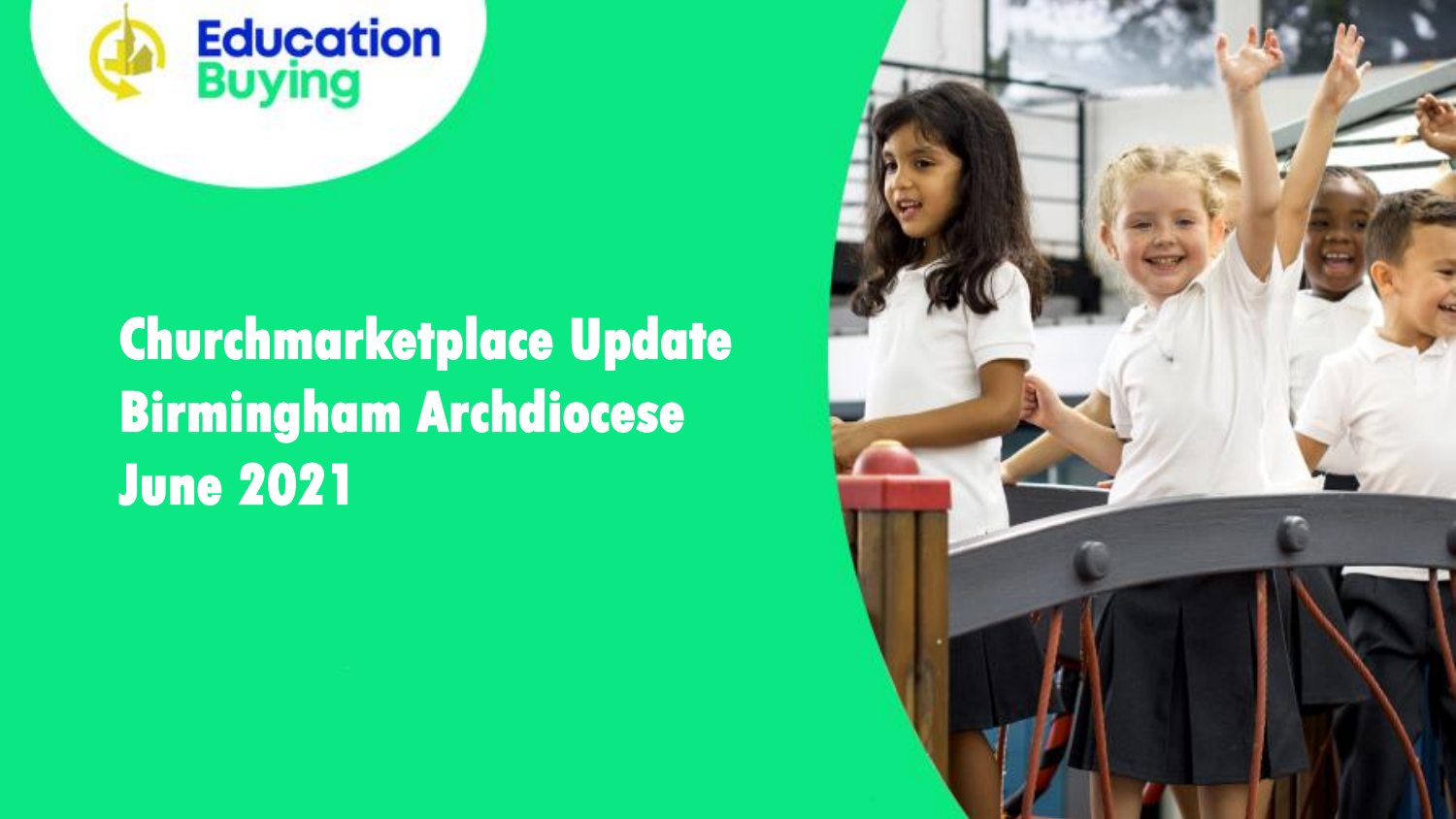Education Buying

# Churchmarketplace Update
# Birmingham Archdiocese
# June 2021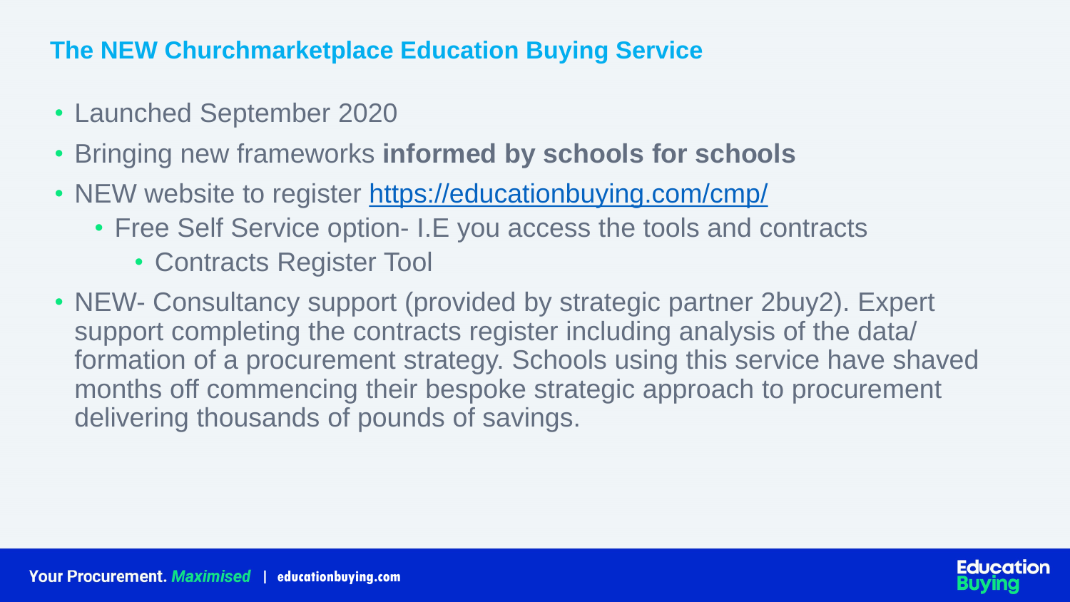## The NEW Churchmarketplace Education Buying Service

- Launched September 2020
- Bringing new frameworks **informed by schools for schools**
- NEW website to register https://educationbuying.com/cmp/
  - Free Self Service option- I.E you access the tools and contracts
    - Contracts Register Tool
- NEW- Consultancy support (provided by strategic partner 2buy2). Expert support completing the contracts register including analysis of the data/ formation of a procurement strategy. Schools using this service have shaved months off commencing their bespoke strategic approach to procurement delivering thousands of pounds of savings.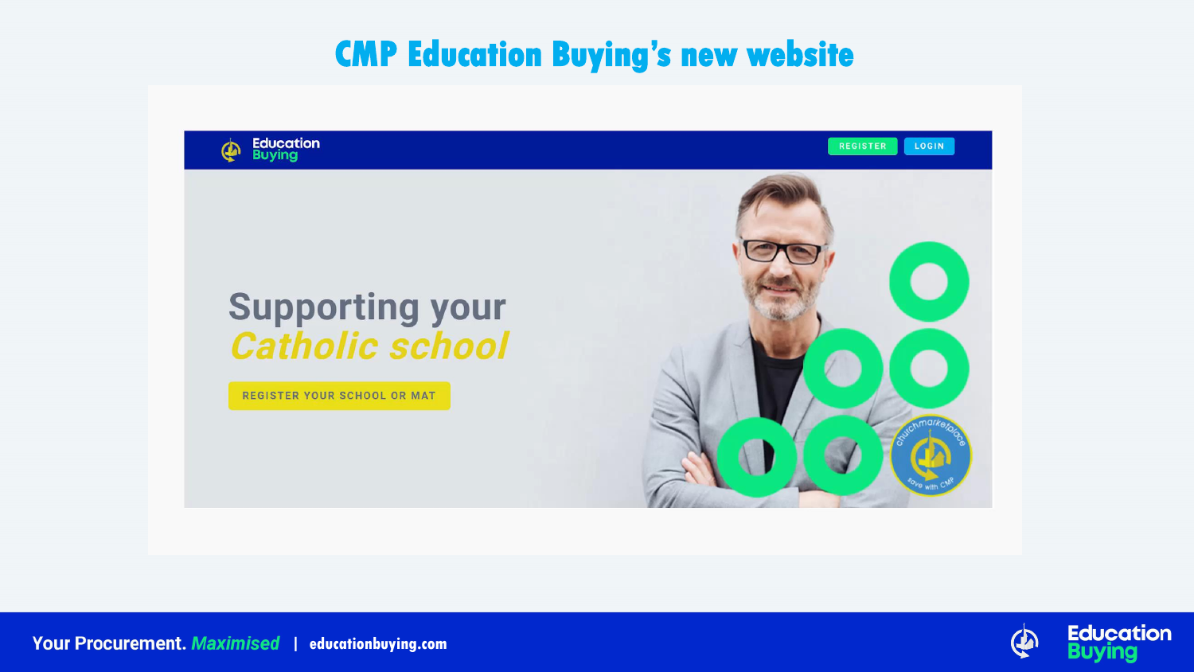# CMP Education Buying's new website

Education Buying

REGISTER

LOGIN

Supporting your
*Catholic school*

REGISTER YOUR SCHOOL OR MAT

churchmarketplace save with CMP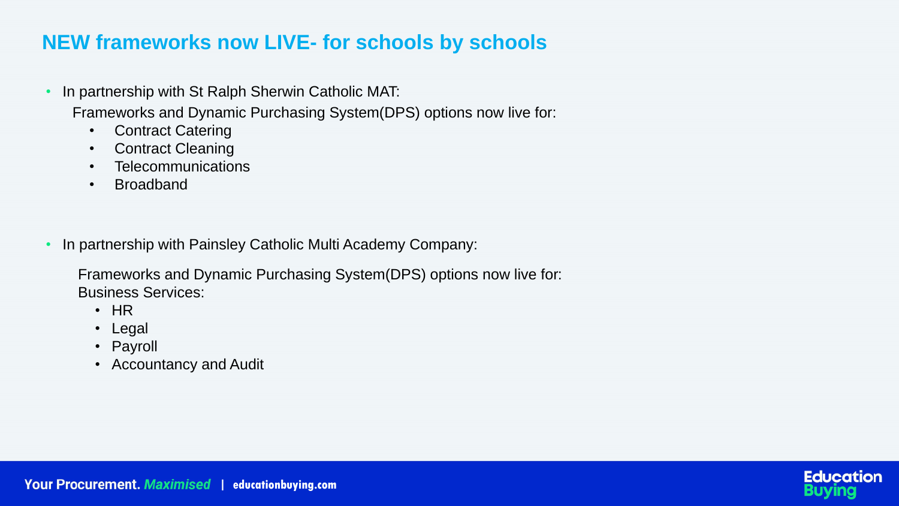## NEW frameworks now LIVE- for schools by schools

- In partnership with St Ralph Sherwin Catholic MAT:

  Frameworks and Dynamic Purchasing System(DPS) options now live for:

  - Contract Catering
  - Contract Cleaning
  - Telecommunications
  - Broadband

- In partnership with Painsley Catholic Multi Academy Company:

  Frameworks and Dynamic Purchasing System(DPS) options now live for:
  Business Services:

  - HR
  - Legal
  - Payroll
  - Accountancy and Audit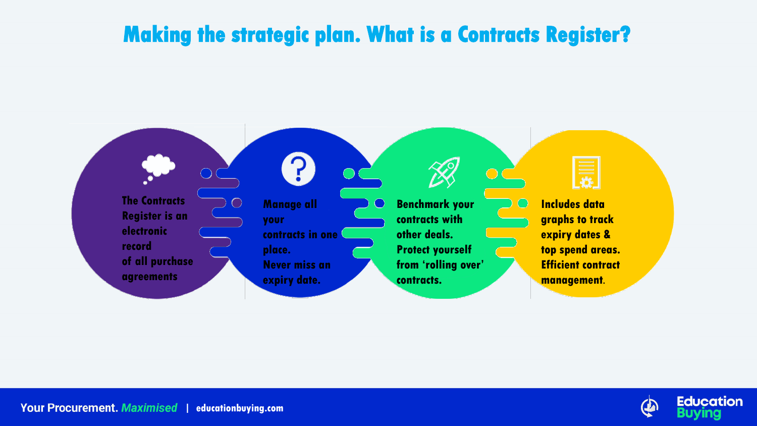# Making the strategic plan. What is a Contracts Register?

The Contracts Register is an electronic record of all purchase agreements

Manage all your contracts in one place. Never miss an expiry date.

Benchmark your contracts with other deals. Protect yourself from 'rolling over' contracts.

Includes data graphs to track expiry dates & top spend areas. Efficient contract management.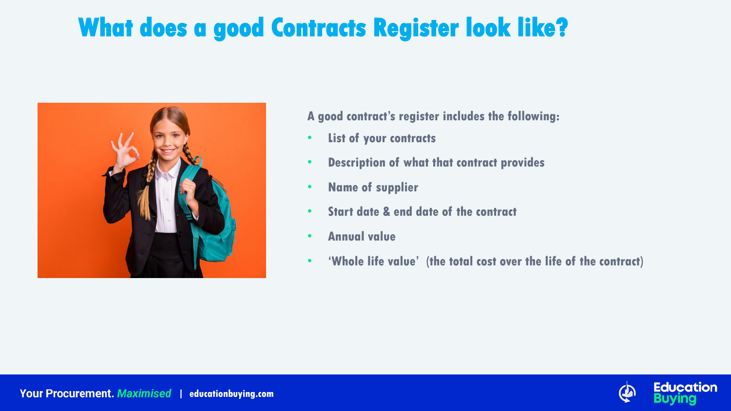# What does a good Contracts Register look like?

A good contract's register includes the following:

- List of your contracts
- Description of what that contract provides
- Name of supplier
- Start date & end date of the contract
- Annual value
- 'Whole life value' (the total cost over the life of the contract)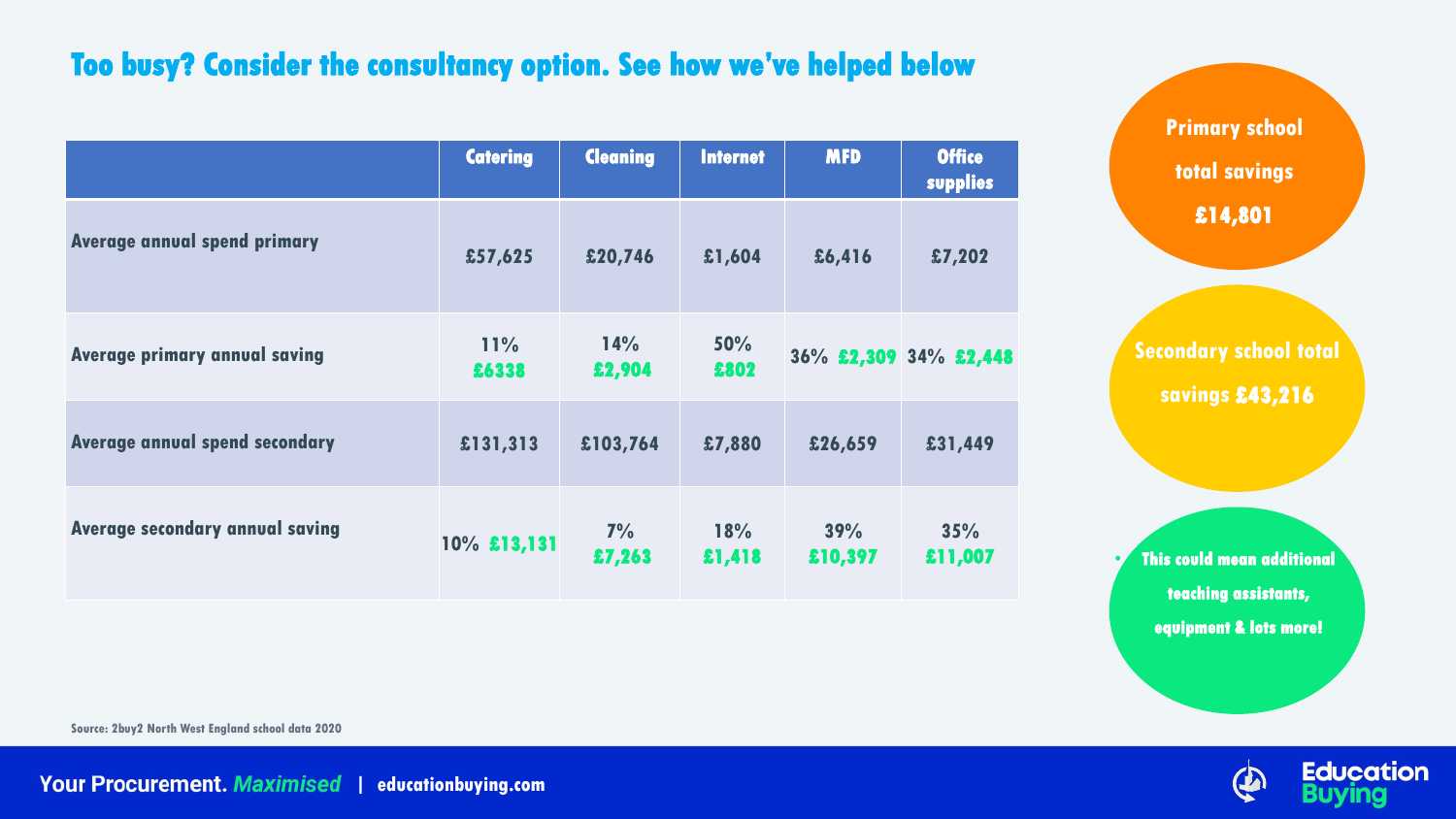## Too busy? Consider the consultancy option. See how we've helped below

| | Catering | Cleaning | Internet | MFD | Office supplies |
|---|---|---|---|---|---|
| Average annual spend primary | £57,625 | £20,746 | £1,604 | £6,416 | £7,202 |
| Average primary annual saving | 11% £6338 | 14% £2,904 | 50% £802 | 36% £2,309 | 34% £2,448 |
| Average annual spend secondary | £131,313 | £103,764 | £7,880 | £26,659 | £31,449 |
| Average secondary annual saving | 10% £13,131 | 7% £7,263 | 18% £1,418 | 39% £10,397 | 35% £11,007 |

**Primary school total savings £14,801**

**Secondary school total savings £43,216**

- **This could mean additional teaching assistants, equipment & lots more!**

Source: 2buy2 North West England school data 2020

Your Procurement. *Maximised* | educationbuying.com

Education Buying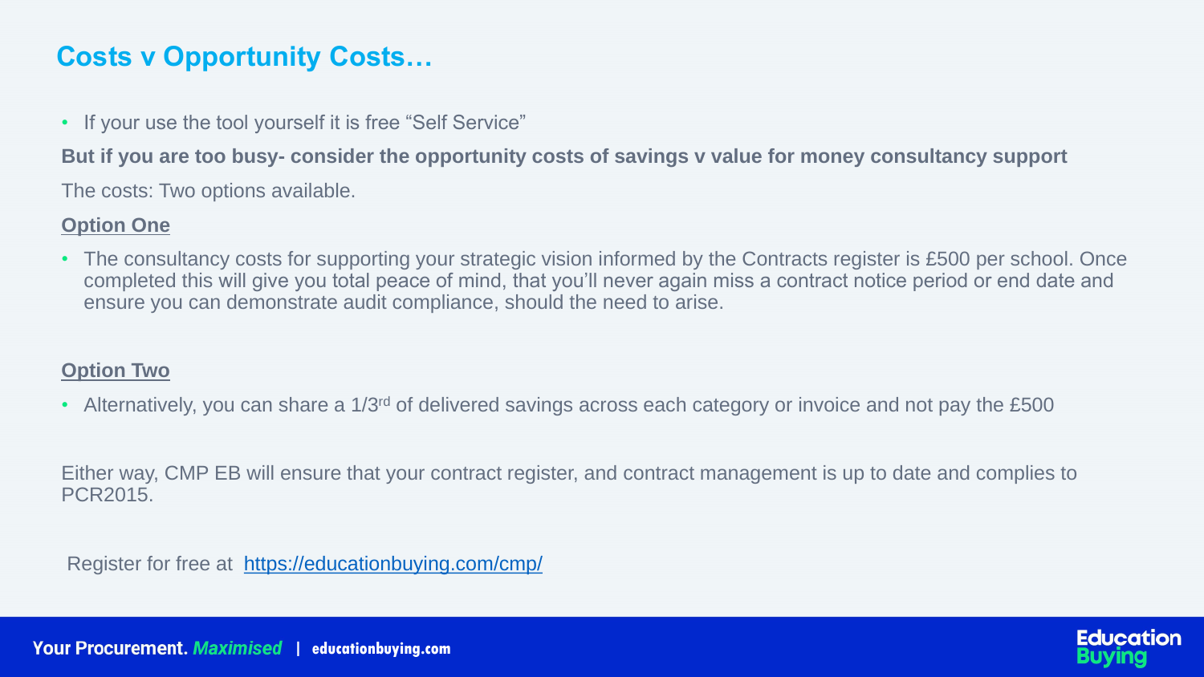## Costs v Opportunity Costs…

- If your use the tool yourself it is free "Self Service"

**But if you are too busy- consider the opportunity costs of savings v value for money consultancy support**

The costs: Two options available.

**Option One**

- The consultancy costs for supporting your strategic vision informed by the Contracts register is £500 per school. Once completed this will give you total peace of mind, that you'll never again miss a contract notice period or end date and ensure you can demonstrate audit compliance, should the need to arise.

**Option Two**

- Alternatively, you can share a 1/3rd of delivered savings across each category or invoice and not pay the £500

Either way, CMP EB will ensure that your contract register, and contract management is up to date and complies to PCR2015.

Register for free at https://educationbuying.com/cmp/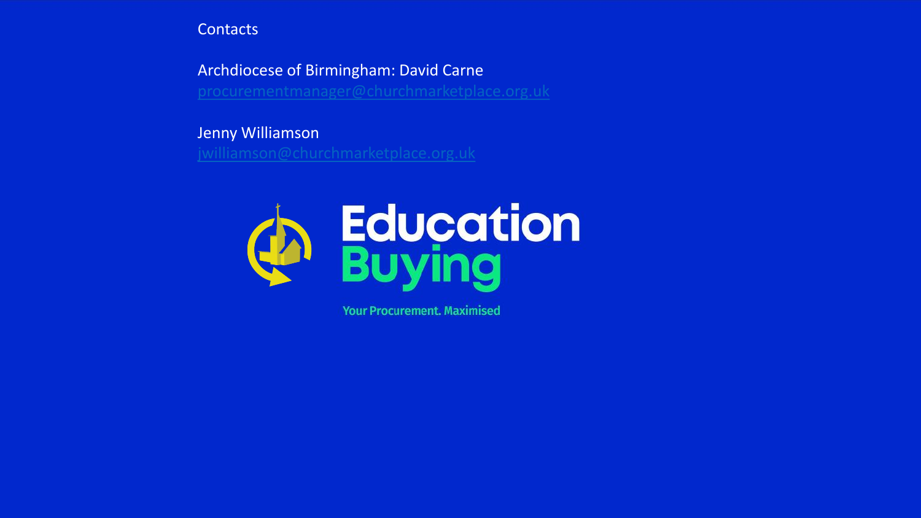Contacts

Archdiocese of Birmingham: David Carne
procurementmanager@churchmarketplace.org.uk

Jenny Williamson
jwilliamson@churchmarketplace.org.uk

Education Buying

Your Procurement. Maximised